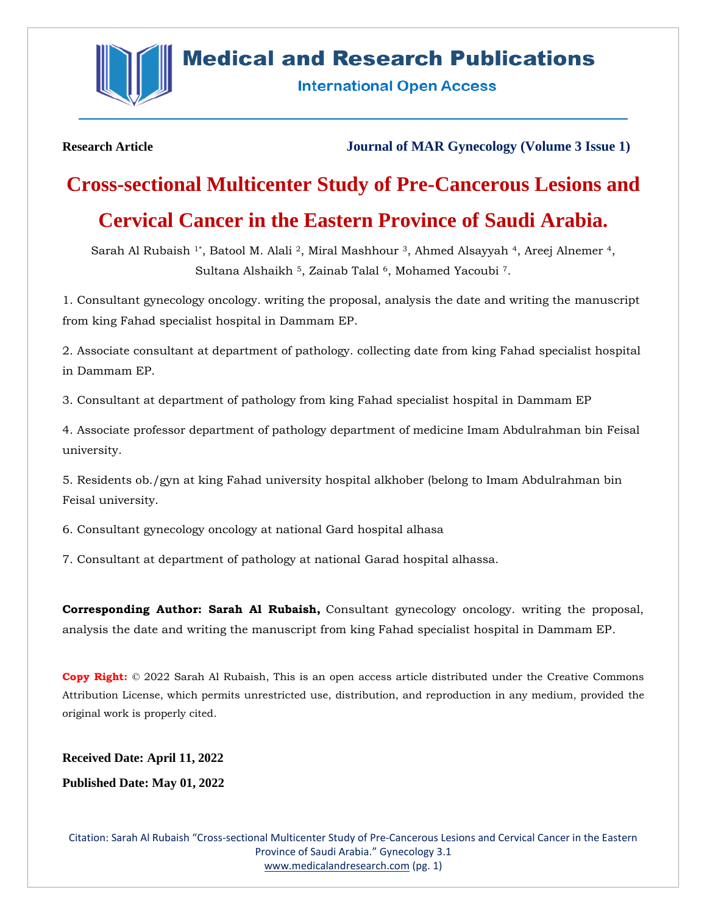Research Article

Journal of MAR Gynecology (Volume 3 Issue 1)

# Cross-sectional Multicenter Study of Pre-Cancerous Lesions and Cervical Cancer in the Eastern Province of Saudi Arabia.

Sarah Al Rubaish [1*], Batool M. Alali [2], Miral Mashhour [3], Ahmed Alsayyah [4], Areej Alnemer [4], Sultana Alshaikh [5], Zainab Talal [6], Mohamed Yacoubi [7].

1. Consultant gynecology oncology. writing the proposal, analysis the date and writing the manuscript from king Fahad specialist hospital in Dammam EP.

2. Associate consultant at department of pathology. collecting date from king Fahad specialist hospital in Dammam EP.

3. Consultant at department of pathology from king Fahad specialist hospital in Dammam EP

4. Associate professor department of pathology department of medicine Imam Abdulrahman bin Feisal university.

5. Residents ob./gyn at king Fahad university hospital alkhober (belong to Imam Abdulrahman bin Feisal university.

6. Consultant gynecology oncology at national Gard hospital alhasa

7. Consultant at department of pathology at national Garad hospital alhassa.

**Corresponding Author: Sarah Al Rubaish,** Consultant gynecology oncology. writing the proposal, analysis the date and writing the manuscript from king Fahad specialist hospital in Dammam EP.

**Copy Right:** © 2022 Sarah Al Rubaish, This is an open access article distributed under the Creative Commons Attribution License, which permits unrestricted use, distribution, and reproduction in any medium, provided the original work is properly cited.

**Received Date: April 11, 2022**

**Published Date: May 01, 2022**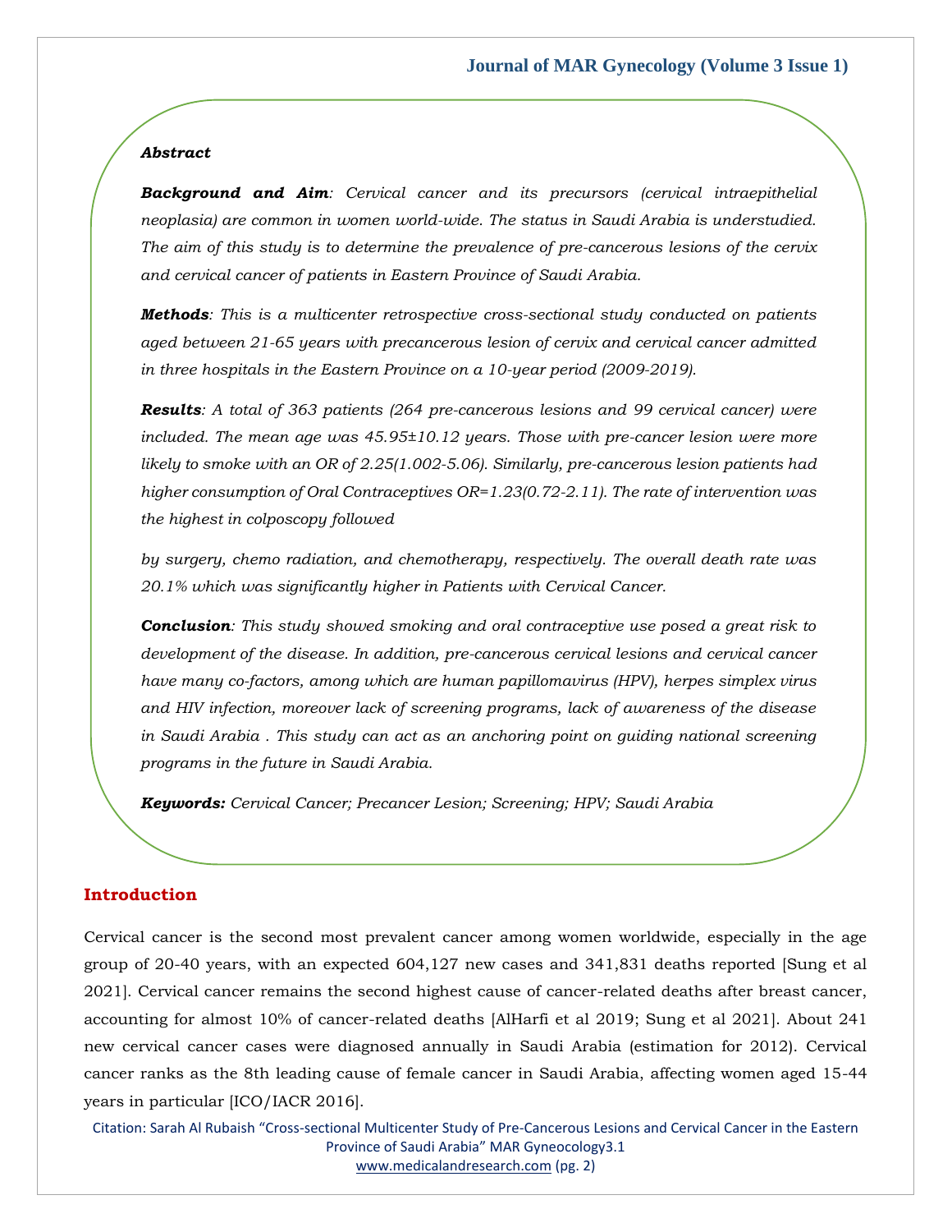***Abstract***

***Background and Aim**: Cervical cancer and its precursors (cervical intraepithelial neoplasia) are common in women world-wide. The status in Saudi Arabia is understudied. The aim of this study is to determine the prevalence of pre-cancerous lesions of the cervix and cervical cancer of patients in Eastern Province of Saudi Arabia.*

***Methods**: This is a multicenter retrospective cross-sectional study conducted on patients aged between 21-65 years with precancerous lesion of cervix and cervical cancer admitted in three hospitals in the Eastern Province on a 10-year period (2009-2019).*

***Results**: A total of 363 patients (264 pre-cancerous lesions and 99 cervical cancer) were included. The mean age was 45.95±10.12 years. Those with pre-cancer lesion were more likely to smoke with an OR of 2.25(1.002-5.06). Similarly, pre-cancerous lesion patients had higher consumption of Oral Contraceptives OR=1.23(0.72-2.11). The rate of intervention was the highest in colposcopy followed*

*by surgery, chemo radiation, and chemotherapy, respectively. The overall death rate was 20.1% which was significantly higher in Patients with Cervical Cancer.*

***Conclusion**: This study showed smoking and oral contraceptive use posed a great risk to development of the disease. In addition, pre-cancerous cervical lesions and cervical cancer have many co-factors, among which are human papillomavirus (HPV), herpes simplex virus and HIV infection, moreover lack of screening programs, lack of awareness of the disease in Saudi Arabia . This study can act as an anchoring point on guiding national screening programs in the future in Saudi Arabia.*

***Keywords:** Cervical Cancer; Precancer Lesion; Screening; HPV; Saudi Arabia*

## Introduction

Cervical cancer is the second most prevalent cancer among women worldwide, especially in the age group of 20-40 years, with an expected 604,127 new cases and 341,831 deaths reported [Sung et al 2021]. Cervical cancer remains the second highest cause of cancer-related deaths after breast cancer, accounting for almost 10% of cancer-related deaths [AlHarfi et al 2019; Sung et al 2021]. About 241 new cervical cancer cases were diagnosed annually in Saudi Arabia (estimation for 2012). Cervical cancer ranks as the 8th leading cause of female cancer in Saudi Arabia, affecting women aged 15-44 years in particular [ICO/IACR 2016].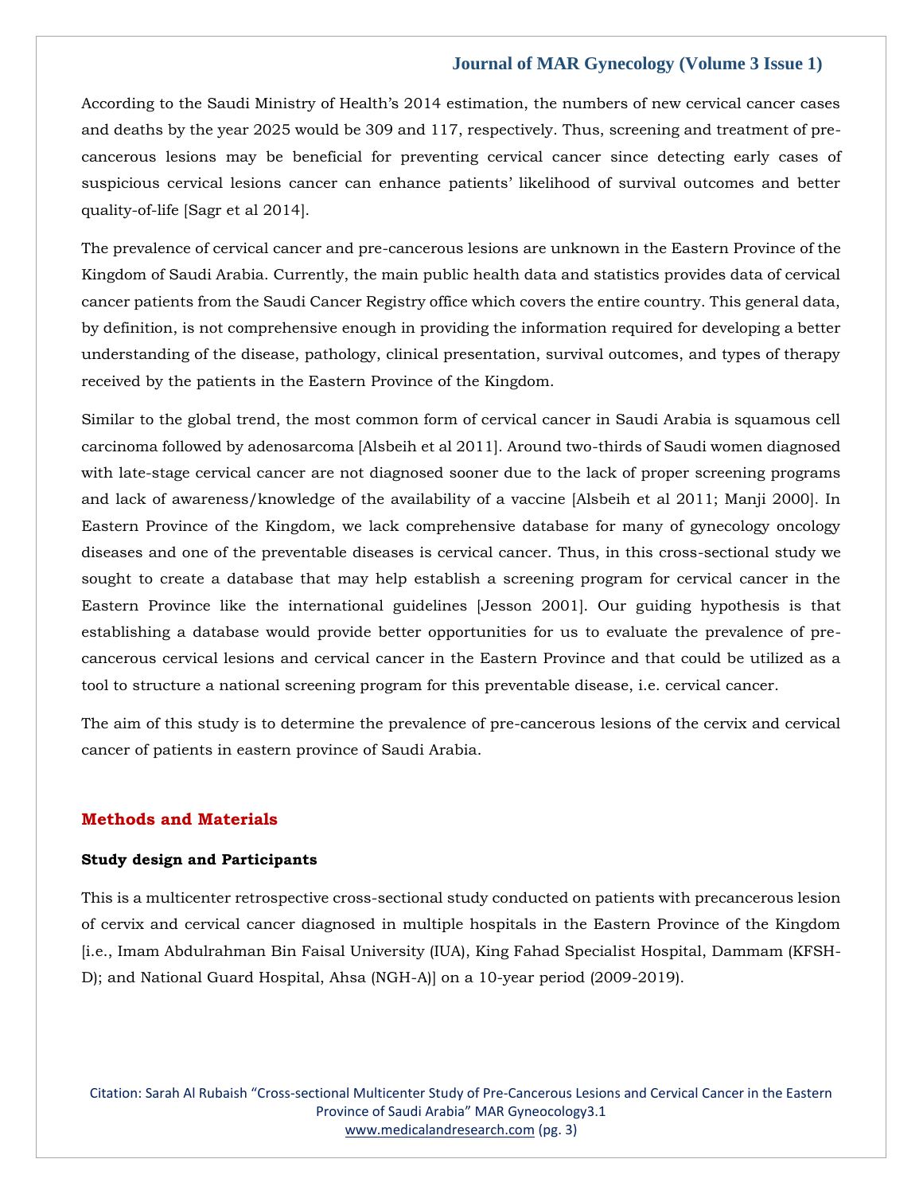According to the Saudi Ministry of Health's 2014 estimation, the numbers of new cervical cancer cases and deaths by the year 2025 would be 309 and 117, respectively. Thus, screening and treatment of pre-cancerous lesions may be beneficial for preventing cervical cancer since detecting early cases of suspicious cervical lesions cancer can enhance patients' likelihood of survival outcomes and better quality-of-life [Sagr et al 2014].

The prevalence of cervical cancer and pre-cancerous lesions are unknown in the Eastern Province of the Kingdom of Saudi Arabia. Currently, the main public health data and statistics provides data of cervical cancer patients from the Saudi Cancer Registry office which covers the entire country. This general data, by definition, is not comprehensive enough in providing the information required for developing a better understanding of the disease, pathology, clinical presentation, survival outcomes, and types of therapy received by the patients in the Eastern Province of the Kingdom.

Similar to the global trend, the most common form of cervical cancer in Saudi Arabia is squamous cell carcinoma followed by adenosarcoma [Alsbeih et al 2011]. Around two-thirds of Saudi women diagnosed with late-stage cervical cancer are not diagnosed sooner due to the lack of proper screening programs and lack of awareness/knowledge of the availability of a vaccine [Alsbeih et al 2011; Manji 2000]. In Eastern Province of the Kingdom, we lack comprehensive database for many of gynecology oncology diseases and one of the preventable diseases is cervical cancer. Thus, in this cross-sectional study we sought to create a database that may help establish a screening program for cervical cancer in the Eastern Province like the international guidelines [Jesson 2001]. Our guiding hypothesis is that establishing a database would provide better opportunities for us to evaluate the prevalence of pre-cancerous cervical lesions and cervical cancer in the Eastern Province and that could be utilized as a tool to structure a national screening program for this preventable disease, i.e. cervical cancer.

The aim of this study is to determine the prevalence of pre-cancerous lesions of the cervix and cervical cancer of patients in eastern province of Saudi Arabia.

## Methods and Materials

### Study design and Participants

This is a multicenter retrospective cross-sectional study conducted on patients with precancerous lesion of cervix and cervical cancer diagnosed in multiple hospitals in the Eastern Province of the Kingdom [i.e., Imam Abdulrahman Bin Faisal University (IUA), King Fahad Specialist Hospital, Dammam (KFSH-D); and National Guard Hospital, Ahsa (NGH-A)] on a 10-year period (2009-2019).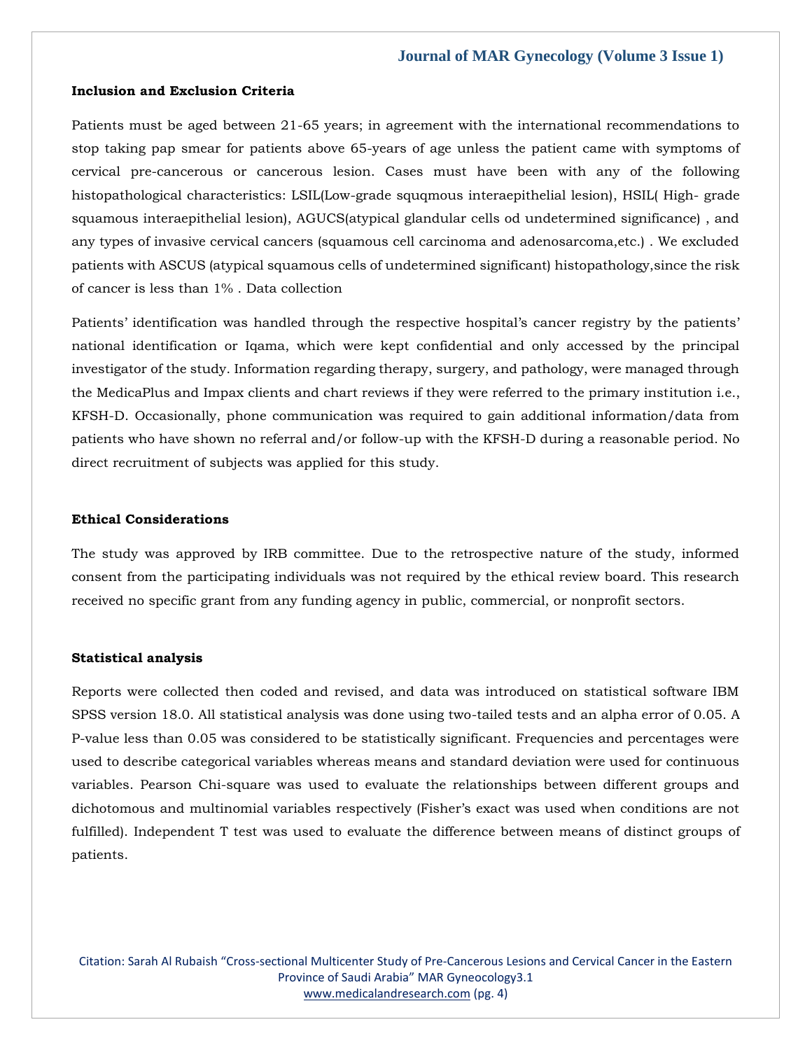**Inclusion and Exclusion Criteria**

Patients must be aged between 21-65 years; in agreement with the international recommendations to stop taking pap smear for patients above 65-years of age unless the patient came with symptoms of cervical pre-cancerous or cancerous lesion. Cases must have been with any of the following histopathological characteristics: LSIL(Low-grade squqmous interaepithelial lesion), HSIL( High- grade squamous interaepithelial lesion), AGUCS(atypical glandular cells od undetermined significance) , and any types of invasive cervical cancers (squamous cell carcinoma and adenosarcoma,etc.) . We excluded patients with ASCUS (atypical squamous cells of undetermined significant) histopathology,since the risk of cancer is less than 1% . Data collection

Patients' identification was handled through the respective hospital's cancer registry by the patients' national identification or Iqama, which were kept confidential and only accessed by the principal investigator of the study. Information regarding therapy, surgery, and pathology, were managed through the MedicaPlus and Impax clients and chart reviews if they were referred to the primary institution i.e., KFSH-D. Occasionally, phone communication was required to gain additional information/data from patients who have shown no referral and/or follow-up with the KFSH-D during a reasonable period. No direct recruitment of subjects was applied for this study.

**Ethical Considerations**

The study was approved by IRB committee. Due to the retrospective nature of the study, informed consent from the participating individuals was not required by the ethical review board. This research received no specific grant from any funding agency in public, commercial, or nonprofit sectors.

**Statistical analysis**

Reports were collected then coded and revised, and data was introduced on statistical software IBM SPSS version 18.0. All statistical analysis was done using two-tailed tests and an alpha error of 0.05. A P-value less than 0.05 was considered to be statistically significant. Frequencies and percentages were used to describe categorical variables whereas means and standard deviation were used for continuous variables. Pearson Chi-square was used to evaluate the relationships between different groups and dichotomous and multinomial variables respectively (Fisher's exact was used when conditions are not fulfilled). Independent T test was used to evaluate the difference between means of distinct groups of patients.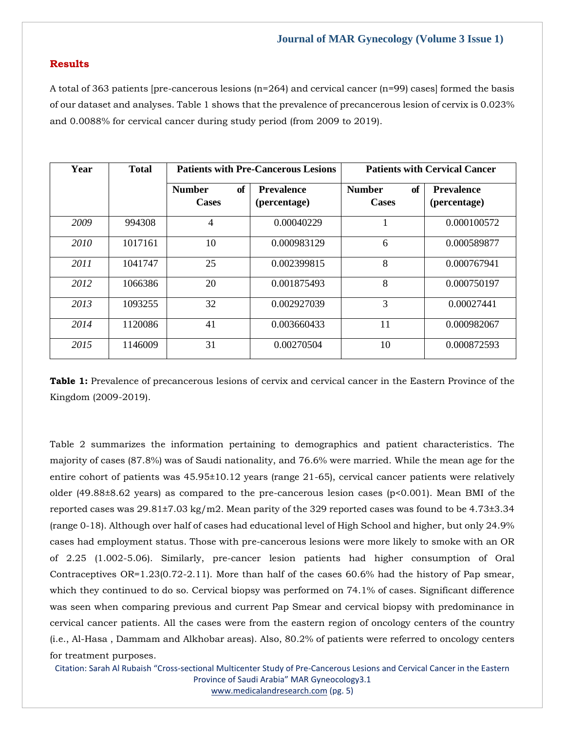## Results

A total of 363 patients [pre-cancerous lesions (n=264) and cervical cancer (n=99) cases] formed the basis of our dataset and analyses. Table 1 shows that the prevalence of precancerous lesion of cervix is 0.023% and 0.0088% for cervical cancer during study period (from 2009 to 2019).

| Year | Total | Patients with Pre-Cancerous Lesions | | Patients with Cervical Cancer | |
|---|---|---|---|---|---|
| | | Number of Cases | Prevalence (percentage) | Number of Cases | Prevalence (percentage) |
| *2009* | 994308 | 4 | 0.00040229 | 1 | 0.000100572 |
| *2010* | 1017161 | 10 | 0.000983129 | 6 | 0.000589877 |
| *2011* | 1041747 | 25 | 0.002399815 | 8 | 0.000767941 |
| *2012* | 1066386 | 20 | 0.001875493 | 8 | 0.000750197 |
| *2013* | 1093255 | 32 | 0.002927039 | 3 | 0.00027441 |
| *2014* | 1120086 | 41 | 0.003660433 | 11 | 0.000982067 |
| *2015* | 1146009 | 31 | 0.00270504 | 10 | 0.000872593 |

**Table 1:** Prevalence of precancerous lesions of cervix and cervical cancer in the Eastern Province of the Kingdom (2009-2019).

Table 2 summarizes the information pertaining to demographics and patient characteristics. The majority of cases (87.8%) was of Saudi nationality, and 76.6% were married. While the mean age for the entire cohort of patients was 45.95±10.12 years (range 21-65), cervical cancer patients were relatively older (49.88±8.62 years) as compared to the pre-cancerous lesion cases ($p<0.001$). Mean BMI of the reported cases was 29.81±7.03 kg/m2. Mean parity of the 329 reported cases was found to be 4.73±3.34 (range 0-18). Although over half of cases had educational level of High School and higher, but only 24.9% cases had employment status. Those with pre-cancerous lesions were more likely to smoke with an OR of 2.25 (1.002-5.06). Similarly, pre-cancer lesion patients had higher consumption of Oral Contraceptives OR=1.23(0.72-2.11). More than half of the cases 60.6% had the history of Pap smear, which they continued to do so. Cervical biopsy was performed on 74.1% of cases. Significant difference was seen when comparing previous and current Pap Smear and cervical biopsy with predominance in cervical cancer patients. All the cases were from the eastern region of oncology centers of the country (i.e., Al-Hasa , Dammam and Alkhobar areas). Also, 80.2% of patients were referred to oncology centers for treatment purposes.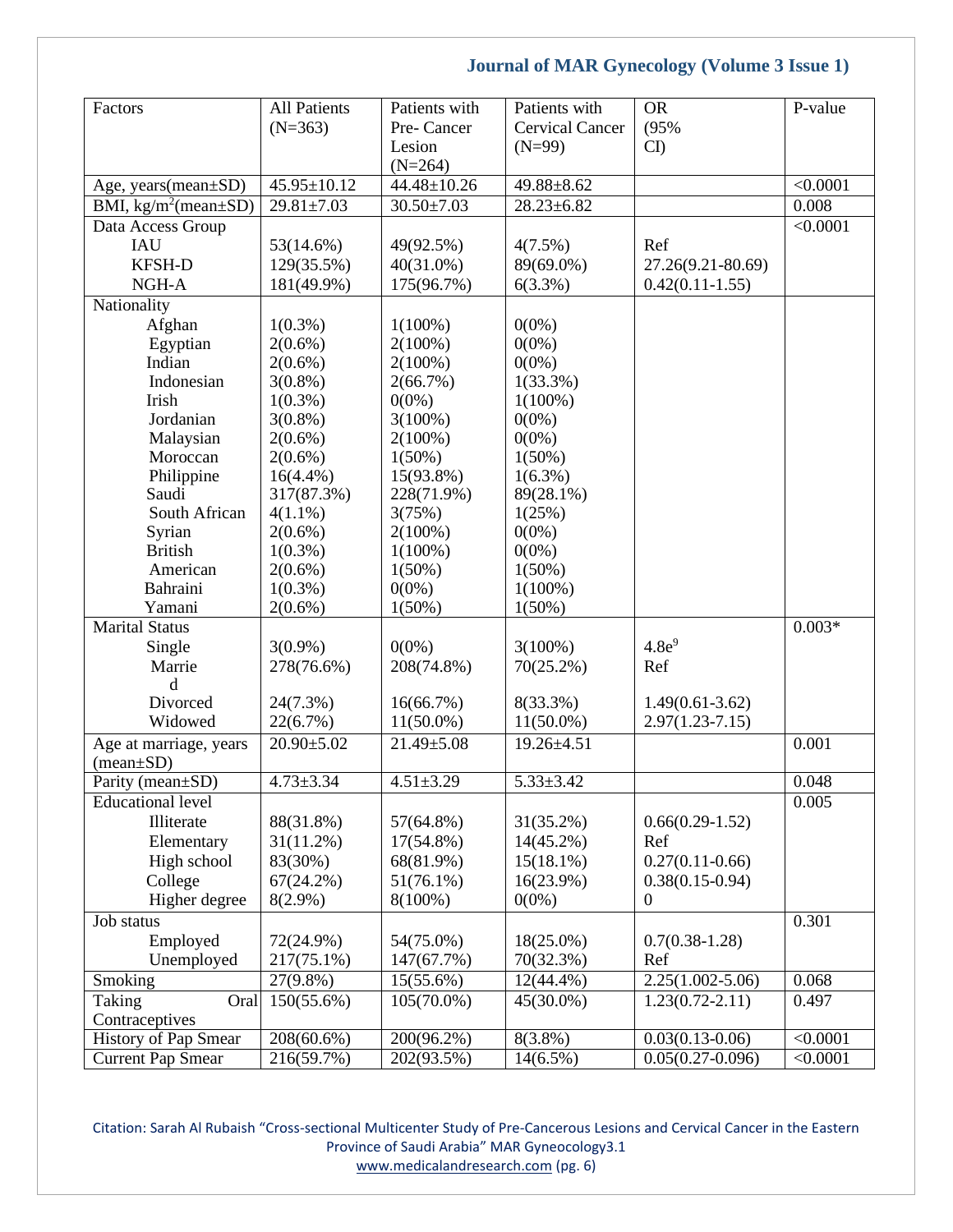| Factors | All Patients (N=363) | Patients with Pre- Cancer Lesion (N=264) | Patients with Cervical Cancer (N=99) | OR (95% CI) | P-value |
|---|---|---|---|---|---|
| Age, years(mean±SD) | 45.95±10.12 | 44.48±10.26 | 49.88±8.62 | | <0.0001 |
| BMI, kg/m$^2$(mean±SD) | 29.81±7.03 | 30.50±7.03 | 28.23±6.82 | | 0.008 |
| Data Access Group | | | | | <0.0001 |
| IAU | 53(14.6%) | 49(92.5%) | 4(7.5%) | Ref | |
| KFSH-D | 129(35.5%) | 40(31.0%) | 89(69.0%) | 27.26(9.21-80.69) | |
| NGH-A | 181(49.9%) | 175(96.7%) | 6(3.3%) | 0.42(0.11-1.55) | |
| Nationality | | | | | |
| Afghan | 1(0.3%) | 1(100%) | 0(0%) | | |
| Egyptian | 2(0.6%) | 2(100%) | 0(0%) | | |
| Indian | 2(0.6%) | 2(100%) | 0(0%) | | |
| Indonesian | 3(0.8%) | 2(66.7%) | 1(33.3%) | | |
| Irish | 1(0.3%) | 0(0%) | 1(100%) | | |
| Jordanian | 3(0.8%) | 3(100%) | 0(0%) | | |
| Malaysian | 2(0.6%) | 2(100%) | 0(0%) | | |
| Moroccan | 2(0.6%) | 1(50%) | 1(50%) | | |
| Philippine | 16(4.4%) | 15(93.8%) | 1(6.3%) | | |
| Saudi | 317(87.3%) | 228(71.9%) | 89(28.1%) | | |
| South African | 4(1.1%) | 3(75%) | 1(25%) | | |
| Syrian | 2(0.6%) | 2(100%) | 0(0%) | | |
| British | 1(0.3%) | 1(100%) | 0(0%) | | |
| American | 2(0.6%) | 1(50%) | 1(50%) | | |
| Bahraini | 1(0.3%) | 0(0%) | 1(100%) | | |
| Yamani | 2(0.6%) | 1(50%) | 1(50%) | | |
| Marital Status | | | | | 0.003* |
| Single | 3(0.9%) | 0(0%) | 3(100%) | 4.8e$^9$ | |
| Married | 278(76.6%) | 208(74.8%) | 70(25.2%) | Ref | |
| Divorced | 24(7.3%) | 16(66.7%) | 8(33.3%) | 1.49(0.61-3.62) | |
| Widowed | 22(6.7%) | 11(50.0%) | 11(50.0%) | 2.97(1.23-7.15) | |
| Age at marriage, years (mean±SD) | 20.90±5.02 | 21.49±5.08 | 19.26±4.51 | | 0.001 |
| Parity (mean±SD) | 4.73±3.34 | 4.51±3.29 | 5.33±3.42 | | 0.048 |
| Educational level | | | | | 0.005 |
| Illiterate | 88(31.8%) | 57(64.8%) | 31(35.2%) | 0.66(0.29-1.52) | |
| Elementary | 31(11.2%) | 17(54.8%) | 14(45.2%) | Ref | |
| High school | 83(30%) | 68(81.9%) | 15(18.1%) | 0.27(0.11-0.66) | |
| College | 67(24.2%) | 51(76.1%) | 16(23.9%) | 0.38(0.15-0.94) | |
| Higher degree | 8(2.9%) | 8(100%) | 0(0%) | 0 | |
| Job status | | | | | 0.301 |
| Employed | 72(24.9%) | 54(75.0%) | 18(25.0%) | 0.7(0.38-1.28) | |
| Unemployed | 217(75.1%) | 147(67.7%) | 70(32.3%) | Ref | |
| Smoking | 27(9.8%) | 15(55.6%) | 12(44.4%) | 2.25(1.002-5.06) | 0.068 |
| Taking Oral Contraceptives | 150(55.6%) | 105(70.0%) | 45(30.0%) | 1.23(0.72-2.11) | 0.497 |
| History of Pap Smear | 208(60.6%) | 200(96.2%) | 8(3.8%) | 0.03(0.13-0.06) | <0.0001 |
| Current Pap Smear | 216(59.7%) | 202(93.5%) | 14(6.5%) | 0.05(0.27-0.096) | <0.0001 |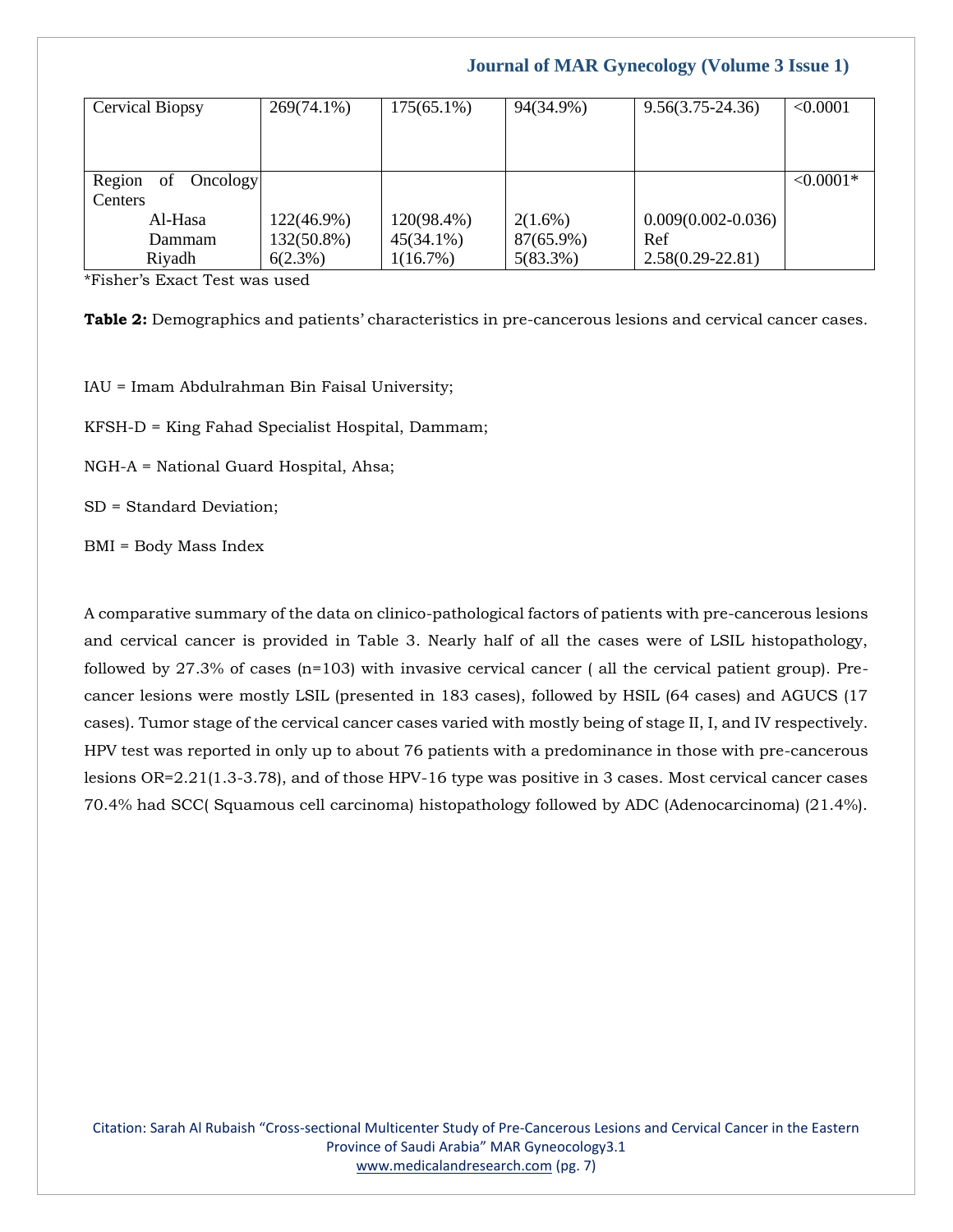| | | | | | |
|---|---|---|---|---|---|
| Cervical Biopsy | 269(74.1%) | 175(65.1%) | 94(34.9%) | 9.56(3.75-24.36) | <0.0001 |
| Region of Oncology Centers | | | | | <0.0001* |
| Al-Hasa | 122(46.9%) | 120(98.4%) | 2(1.6%) | 0.009(0.002-0.036) | |
| Dammam | 132(50.8%) | 45(34.1%) | 87(65.9%) | Ref | |
| Riyadh | 6(2.3%) | 1(16.7%) | 5(83.3%) | 2.58(0.29-22.81) | |

*Fisher's Exact Test was used

**Table 2:** Demographics and patients' characteristics in pre-cancerous lesions and cervical cancer cases.

IAU = Imam Abdulrahman Bin Faisal University;

KFSH-D = King Fahad Specialist Hospital, Dammam;

NGH-A = National Guard Hospital, Ahsa;

SD = Standard Deviation;

BMI = Body Mass Index

A comparative summary of the data on clinico-pathological factors of patients with pre-cancerous lesions and cervical cancer is provided in Table 3. Nearly half of all the cases were of LSIL histopathology, followed by 27.3% of cases (n=103) with invasive cervical cancer ( all the cervical patient group). Pre-cancer lesions were mostly LSIL (presented in 183 cases), followed by HSIL (64 cases) and AGUCS (17 cases). Tumor stage of the cervical cancer cases varied with mostly being of stage II, I, and IV respectively. HPV test was reported in only up to about 76 patients with a predominance in those with pre-cancerous lesions OR=2.21(1.3-3.78), and of those HPV-16 type was positive in 3 cases. Most cervical cancer cases 70.4% had SCC( Squamous cell carcinoma) histopathology followed by ADC (Adenocarcinoma) (21.4%).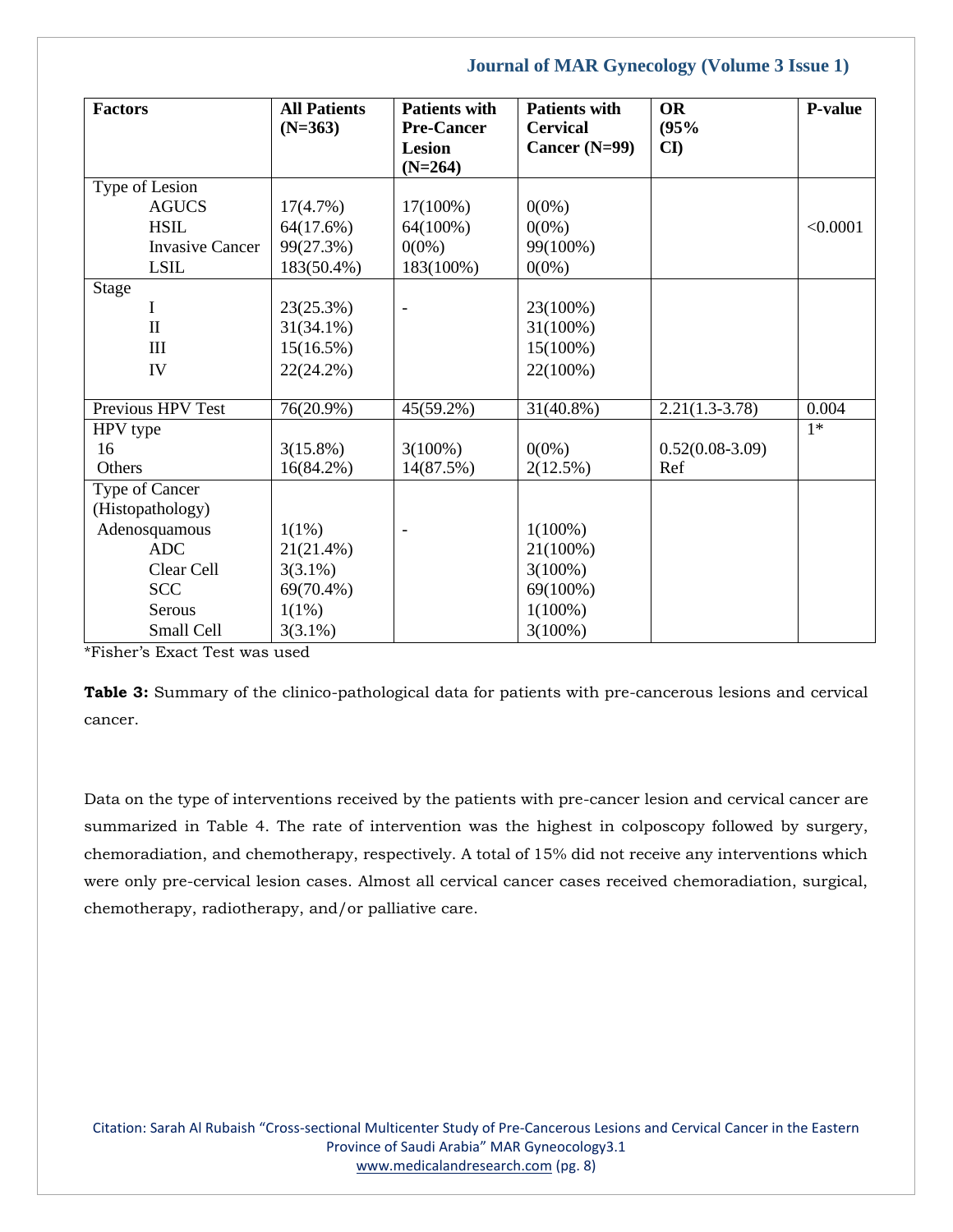| Factors | All Patients (N=363) | Patients with Pre-Cancer Lesion (N=264) | Patients with Cervical Cancer (N=99) | OR (95% CI) | P-value |
| --- | --- | --- | --- | --- | --- |
| Type of Lesion | | | | | |
| AGUCS | 17(4.7%) | 17(100%) | 0(0%) | | |
| HSIL | 64(17.6%) | 64(100%) | 0(0%) | | <0.0001 |
| Invasive Cancer | 99(27.3%) | 0(0%) | 99(100%) | | |
| LSIL | 183(50.4%) | 183(100%) | 0(0%) | | |
| Stage | | | | | |
| I | 23(25.3%) | - | 23(100%) | | |
| II | 31(34.1%) | | 31(100%) | | |
| III | 15(16.5%) | | 15(100%) | | |
| IV | 22(24.2%) | | 22(100%) | | |
| Previous HPV Test | 76(20.9%) | 45(59.2%) | 31(40.8%) | 2.21(1.3-3.78) | 0.004 |
| HPV type | | | | | 1* |
| 16 | 3(15.8%) | 3(100%) | 0(0%) | 0.52(0.08-3.09) | |
| Others | 16(84.2%) | 14(87.5%) | 2(12.5%) | Ref | |
| Type of Cancer (Histopathology) | | | | | |
| Adenosquamous | 1(1%) | - | 1(100%) | | |
| ADC | 21(21.4%) | | 21(100%) | | |
| Clear Cell | 3(3.1%) | | 3(100%) | | |
| SCC | 69(70.4%) | | 69(100%) | | |
| Serous | 1(1%) | | 1(100%) | | |
| Small Cell | 3(3.1%) | | 3(100%) | | |

*Fisher's Exact Test was used

**Table 3:** Summary of the clinico-pathological data for patients with pre-cancerous lesions and cervical cancer.

Data on the type of interventions received by the patients with pre-cancer lesion and cervical cancer are summarized in Table 4. The rate of intervention was the highest in colposcopy followed by surgery, chemoradiation, and chemotherapy, respectively. A total of 15% did not receive any interventions which were only pre-cervical lesion cases. Almost all cervical cancer cases received chemoradiation, surgical, chemotherapy, radiotherapy, and/or palliative care.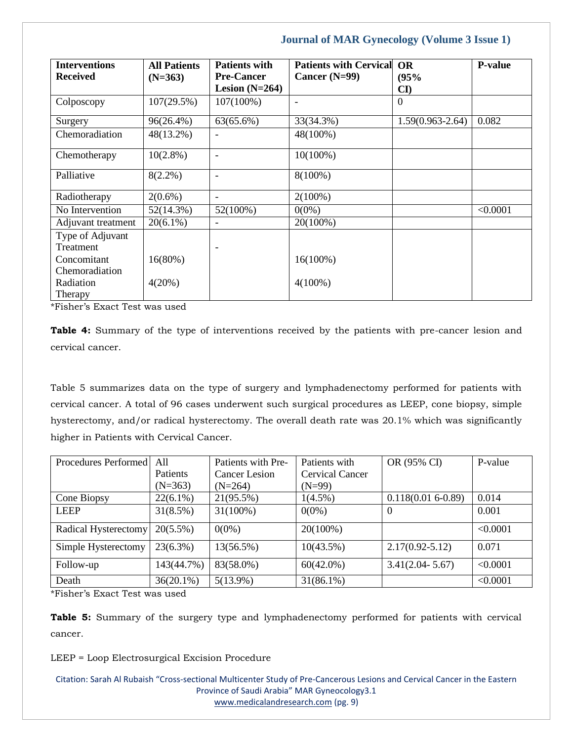| Interventions Received | All Patients (N=363) | Patients with Pre-Cancer Lesion (N=264) | Patients with Cervical Cancer (N=99) | OR (95% CI) | P-value |
|---|---|---|---|---|---|
| Colposcopy | 107(29.5%) | 107(100%) | - | 0 | |
| Surgery | 96(26.4%) | 63(65.6%) | 33(34.3%) | 1.59(0.963-2.64) | 0.082 |
| Chemoradiation | 48(13.2%) | - | 48(100%) | | |
| Chemotherapy | 10(2.8%) | - | 10(100%) | | |
| Palliative | 8(2.2%) | - | 8(100%) | | |
| Radiotherapy | 2(0.6%) | - | 2(100%) | | |
| No Intervention | 52(14.3%) | 52(100%) | 0(0%) | | <0.0001 |
| Adjuvant treatment | 20(6.1%) | - | 20(100%) | | |
| Type of Adjuvant Treatment | | - | | | |
| Concomitant Chemoradiation | 16(80%) | | 16(100%) | | |
| Radiation Therapy | 4(20%) | | 4(100%) | | |

*Fisher's Exact Test was used

**Table 4:** Summary of the type of interventions received by the patients with pre-cancer lesion and cervical cancer.

Table 5 summarizes data on the type of surgery and lymphadenectomy performed for patients with cervical cancer. A total of 96 cases underwent such surgical procedures as LEEP, cone biopsy, simple hysterectomy, and/or radical hysterectomy. The overall death rate was 20.1% which was significantly higher in Patients with Cervical Cancer.

| Procedures Performed | All Patients (N=363) | Patients with Pre-Cancer Lesion (N=264) | Patients with Cervical Cancer (N=99) | OR (95% CI) | P-value |
|---|---|---|---|---|---|
| Cone Biopsy | 22(6.1%) | 21(95.5%) | 1(4.5%) | 0.118(0.01 6-0.89) | 0.014 |
| LEEP | 31(8.5%) | 31(100%) | 0(0%) | 0 | 0.001 |
| Radical Hysterectomy | 20(5.5%) | 0(0%) | 20(100%) | | <0.0001 |
| Simple Hysterectomy | 23(6.3%) | 13(56.5%) | 10(43.5%) | 2.17(0.92-5.12) | 0.071 |
| Follow-up | 143(44.7%) | 83(58.0%) | 60(42.0%) | 3.41(2.04- 5.67) | <0.0001 |
| Death | 36(20.1%) | 5(13.9%) | 31(86.1%) | | <0.0001 |

*Fisher's Exact Test was used

**Table 5:** Summary of the surgery type and lymphadenectomy performed for patients with cervical cancer.

LEEP = Loop Electrosurgical Excision Procedure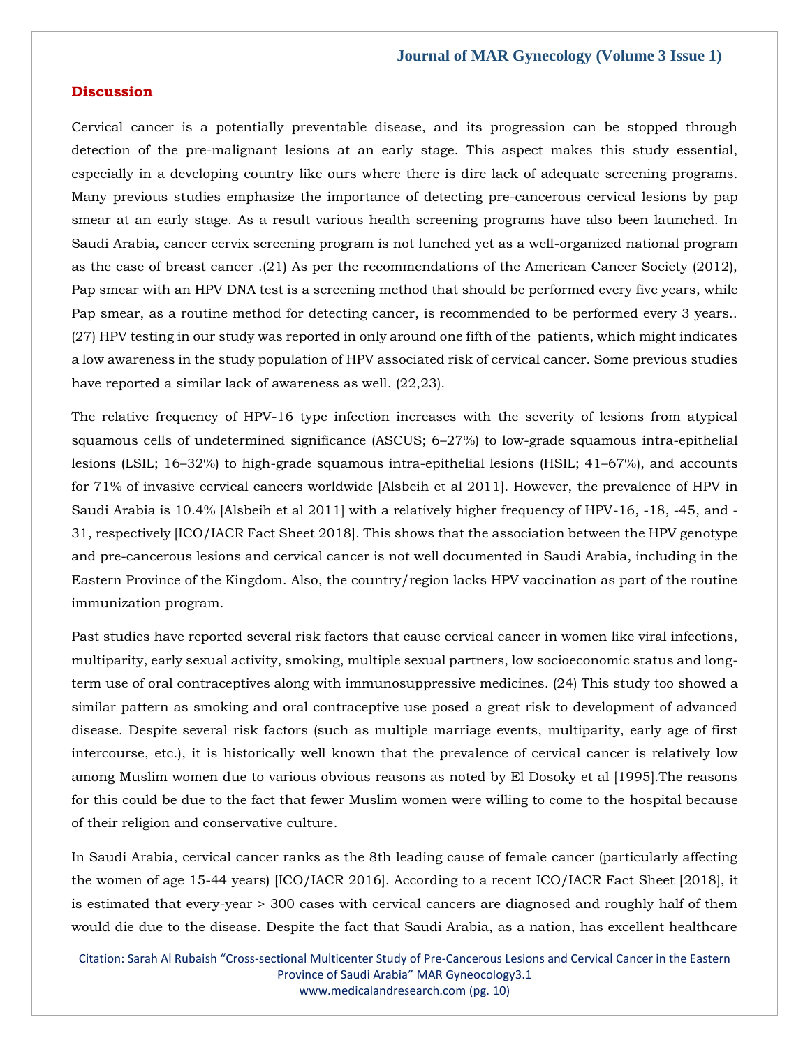## Discussion

Cervical cancer is a potentially preventable disease, and its progression can be stopped through detection of the pre-malignant lesions at an early stage. This aspect makes this study essential, especially in a developing country like ours where there is dire lack of adequate screening programs. Many previous studies emphasize the importance of detecting pre-cancerous cervical lesions by pap smear at an early stage. As a result various health screening programs have also been launched. In Saudi Arabia, cancer cervix screening program is not lunched yet as a well-organized national program as the case of breast cancer .(21) As per the recommendations of the American Cancer Society (2012), Pap smear with an HPV DNA test is a screening method that should be performed every five years, while Pap smear, as a routine method for detecting cancer, is recommended to be performed every 3 years.. (27) HPV testing in our study was reported in only around one fifth of the patients, which might indicates a low awareness in the study population of HPV associated risk of cervical cancer. Some previous studies have reported a similar lack of awareness as well. (22,23).

The relative frequency of HPV-16 type infection increases with the severity of lesions from atypical squamous cells of undetermined significance (ASCUS; 6–27%) to low-grade squamous intra-epithelial lesions (LSIL; 16–32%) to high-grade squamous intra-epithelial lesions (HSIL; 41–67%), and accounts for 71% of invasive cervical cancers worldwide [Alsbeih et al 2011]. However, the prevalence of HPV in Saudi Arabia is 10.4% [Alsbeih et al 2011] with a relatively higher frequency of HPV-16, -18, -45, and -31, respectively [ICO/IACR Fact Sheet 2018]. This shows that the association between the HPV genotype and pre-cancerous lesions and cervical cancer is not well documented in Saudi Arabia, including in the Eastern Province of the Kingdom. Also, the country/region lacks HPV vaccination as part of the routine immunization program.

Past studies have reported several risk factors that cause cervical cancer in women like viral infections, multiparity, early sexual activity, smoking, multiple sexual partners, low socioeconomic status and long-term use of oral contraceptives along with immunosuppressive medicines. (24) This study too showed a similar pattern as smoking and oral contraceptive use posed a great risk to development of advanced disease. Despite several risk factors (such as multiple marriage events, multiparity, early age of first intercourse, etc.), it is historically well known that the prevalence of cervical cancer is relatively low among Muslim women due to various obvious reasons as noted by El Dosoky et al [1995].The reasons for this could be due to the fact that fewer Muslim women were willing to come to the hospital because of their religion and conservative culture.

In Saudi Arabia, cervical cancer ranks as the 8th leading cause of female cancer (particularly affecting the women of age 15-44 years) [ICO/IACR 2016]. According to a recent ICO/IACR Fact Sheet [2018], it is estimated that every-year > 300 cases with cervical cancers are diagnosed and roughly half of them would die due to the disease. Despite the fact that Saudi Arabia, as a nation, has excellent healthcare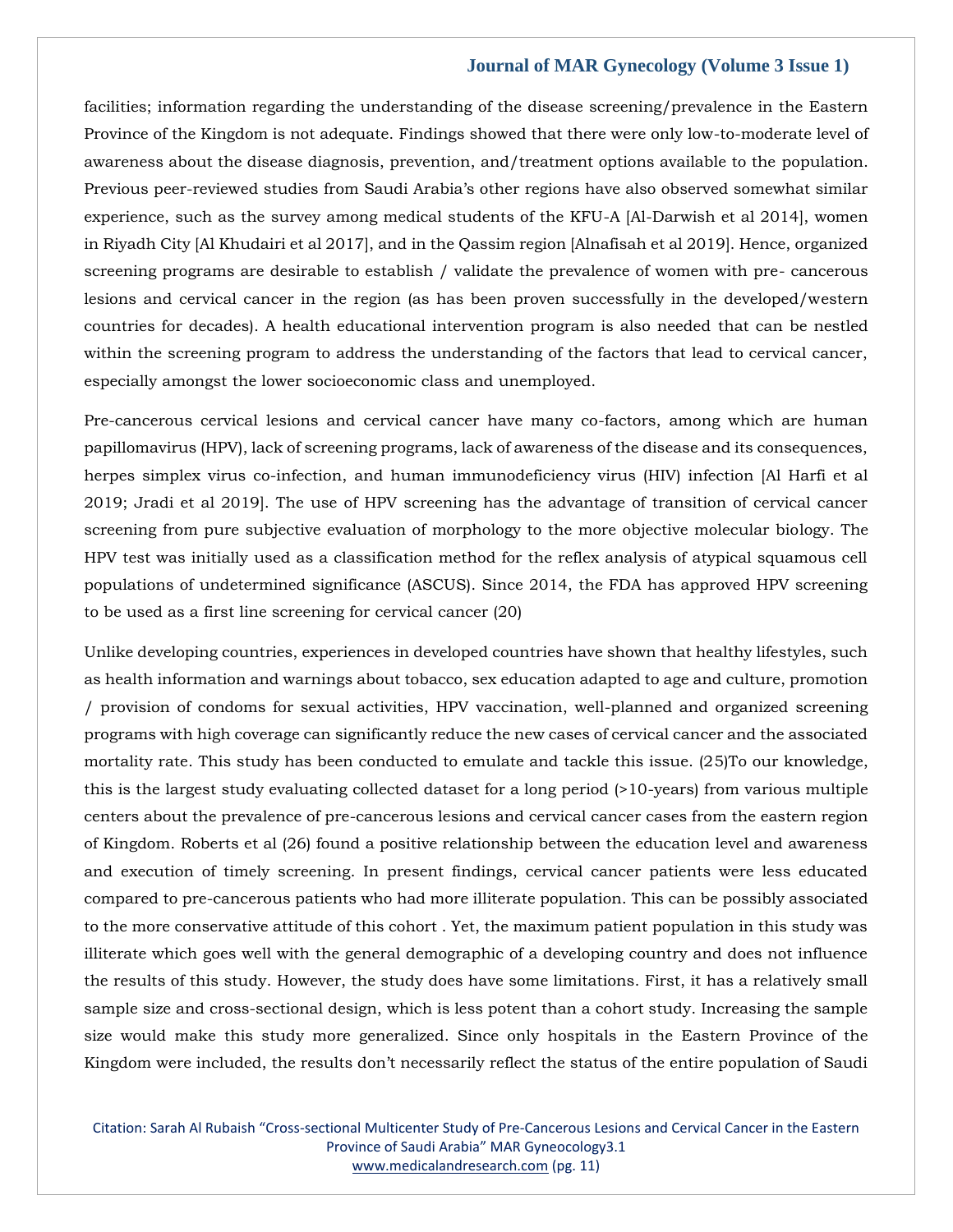facilities; information regarding the understanding of the disease screening/prevalence in the Eastern Province of the Kingdom is not adequate. Findings showed that there were only low-to-moderate level of awareness about the disease diagnosis, prevention, and/treatment options available to the population. Previous peer-reviewed studies from Saudi Arabia's other regions have also observed somewhat similar experience, such as the survey among medical students of the KFU-A [Al-Darwish et al 2014], women in Riyadh City [Al Khudairi et al 2017], and in the Qassim region [Alnafisah et al 2019]. Hence, organized screening programs are desirable to establish / validate the prevalence of women with pre- cancerous lesions and cervical cancer in the region (as has been proven successfully in the developed/western countries for decades). A health educational intervention program is also needed that can be nestled within the screening program to address the understanding of the factors that lead to cervical cancer, especially amongst the lower socioeconomic class and unemployed.

Pre-cancerous cervical lesions and cervical cancer have many co-factors, among which are human papillomavirus (HPV), lack of screening programs, lack of awareness of the disease and its consequences, herpes simplex virus co-infection, and human immunodeficiency virus (HIV) infection [Al Harfi et al 2019; Jradi et al 2019]. The use of HPV screening has the advantage of transition of cervical cancer screening from pure subjective evaluation of morphology to the more objective molecular biology. The HPV test was initially used as a classification method for the reflex analysis of atypical squamous cell populations of undetermined significance (ASCUS). Since 2014, the FDA has approved HPV screening to be used as a first line screening for cervical cancer (20)

Unlike developing countries, experiences in developed countries have shown that healthy lifestyles, such as health information and warnings about tobacco, sex education adapted to age and culture, promotion / provision of condoms for sexual activities, HPV vaccination, well-planned and organized screening programs with high coverage can significantly reduce the new cases of cervical cancer and the associated mortality rate. This study has been conducted to emulate and tackle this issue. (25)To our knowledge, this is the largest study evaluating collected dataset for a long period (>10-years) from various multiple centers about the prevalence of pre-cancerous lesions and cervical cancer cases from the eastern region of Kingdom. Roberts et al (26) found a positive relationship between the education level and awareness and execution of timely screening. In present findings, cervical cancer patients were less educated compared to pre-cancerous patients who had more illiterate population. This can be possibly associated to the more conservative attitude of this cohort . Yet, the maximum patient population in this study was illiterate which goes well with the general demographic of a developing country and does not influence the results of this study. However, the study does have some limitations. First, it has a relatively small sample size and cross-sectional design, which is less potent than a cohort study. Increasing the sample size would make this study more generalized. Since only hospitals in the Eastern Province of the Kingdom were included, the results don't necessarily reflect the status of the entire population of Saudi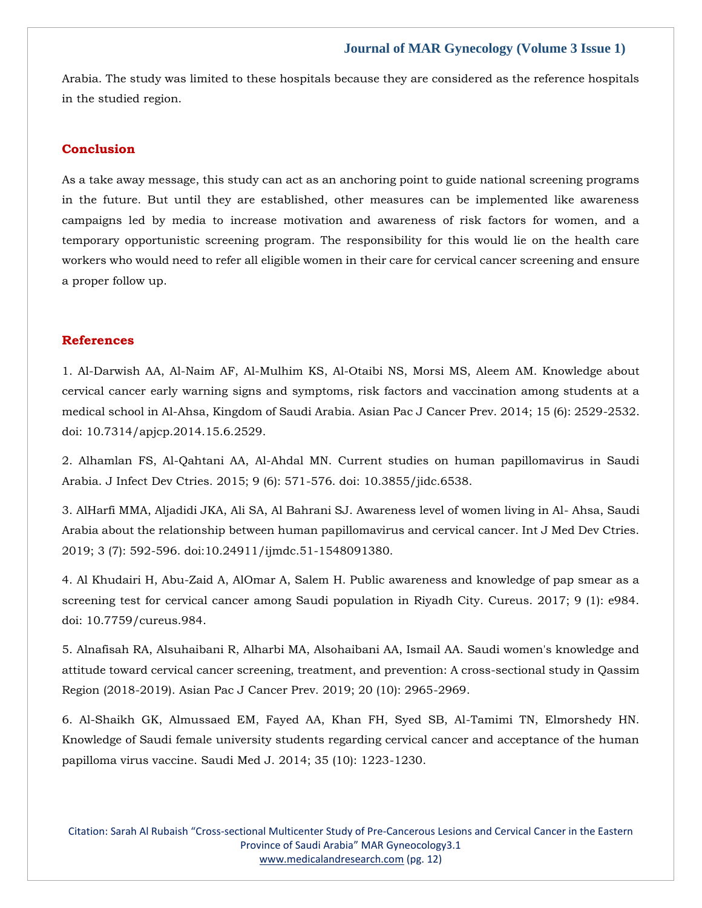Arabia. The study was limited to these hospitals because they are considered as the reference hospitals in the studied region.

## Conclusion

As a take away message, this study can act as an anchoring point to guide national screening programs in the future. But until they are established, other measures can be implemented like awareness campaigns led by media to increase motivation and awareness of risk factors for women, and a temporary opportunistic screening program. The responsibility for this would lie on the health care workers who would need to refer all eligible women in their care for cervical cancer screening and ensure a proper follow up.

## References

1. Al-Darwish AA, Al-Naim AF, Al-Mulhim KS, Al-Otaibi NS, Morsi MS, Aleem AM. Knowledge about cervical cancer early warning signs and symptoms, risk factors and vaccination among students at a medical school in Al-Ahsa, Kingdom of Saudi Arabia. Asian Pac J Cancer Prev. 2014; 15 (6): 2529-2532. doi: 10.7314/apjcp.2014.15.6.2529.

2. Alhamlan FS, Al-Qahtani AA, Al-Ahdal MN. Current studies on human papillomavirus in Saudi Arabia. J Infect Dev Ctries. 2015; 9 (6): 571-576. doi: 10.3855/jidc.6538.

3. AlHarfi MMA, Aljadidi JKA, Ali SA, Al Bahrani SJ. Awareness level of women living in Al- Ahsa, Saudi Arabia about the relationship between human papillomavirus and cervical cancer. Int J Med Dev Ctries. 2019; 3 (7): 592-596. doi:10.24911/ijmdc.51-1548091380.

4. Al Khudairi H, Abu-Zaid A, AlOmar A, Salem H. Public awareness and knowledge of pap smear as a screening test for cervical cancer among Saudi population in Riyadh City. Cureus. 2017; 9 (1): e984. doi: 10.7759/cureus.984.

5. Alnafisah RA, Alsuhaibani R, Alharbi MA, Alsohaibani AA, Ismail AA. Saudi women's knowledge and attitude toward cervical cancer screening, treatment, and prevention: A cross-sectional study in Qassim Region (2018-2019). Asian Pac J Cancer Prev. 2019; 20 (10): 2965-2969.

6. Al-Shaikh GK, Almussaed EM, Fayed AA, Khan FH, Syed SB, Al-Tamimi TN, Elmorshedy HN. Knowledge of Saudi female university students regarding cervical cancer and acceptance of the human papilloma virus vaccine. Saudi Med J. 2014; 35 (10): 1223-1230.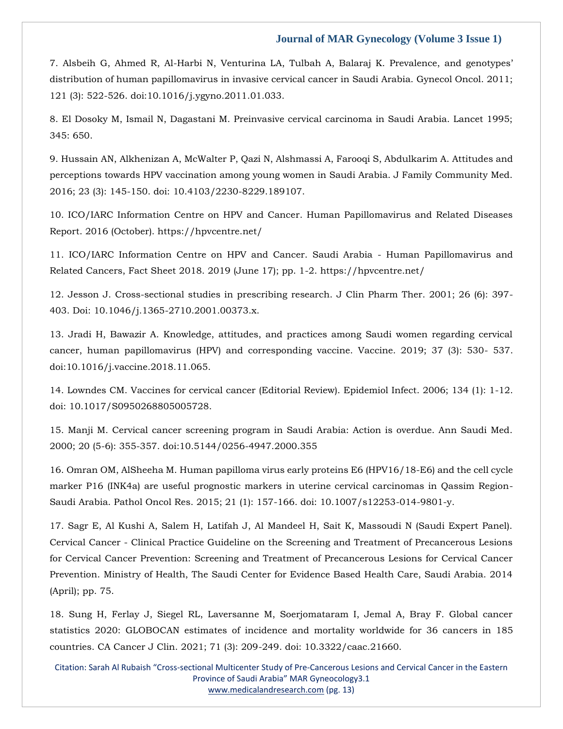7. Alsbeih G, Ahmed R, Al-Harbi N, Venturina LA, Tulbah A, Balaraj K. Prevalence, and genotypes' distribution of human papillomavirus in invasive cervical cancer in Saudi Arabia. Gynecol Oncol. 2011; 121 (3): 522-526. doi:10.1016/j.ygyno.2011.01.033.

8. El Dosoky M, Ismail N, Dagastani M. Preinvasive cervical carcinoma in Saudi Arabia. Lancet 1995; 345: 650.

9. Hussain AN, Alkhenizan A, McWalter P, Qazi N, Alshmassi A, Farooqi S, Abdulkarim A. Attitudes and perceptions towards HPV vaccination among young women in Saudi Arabia. J Family Community Med. 2016; 23 (3): 145-150. doi: 10.4103/2230-8229.189107.

10. ICO/IARC Information Centre on HPV and Cancer. Human Papillomavirus and Related Diseases Report. 2016 (October). https://hpvcentre.net/

11. ICO/IARC Information Centre on HPV and Cancer. Saudi Arabia - Human Papillomavirus and Related Cancers, Fact Sheet 2018. 2019 (June 17); pp. 1-2. https://hpvcentre.net/

12. Jesson J. Cross-sectional studies in prescribing research. J Clin Pharm Ther. 2001; 26 (6): 397-403. Doi: 10.1046/j.1365-2710.2001.00373.x.

13. Jradi H, Bawazir A. Knowledge, attitudes, and practices among Saudi women regarding cervical cancer, human papillomavirus (HPV) and corresponding vaccine. Vaccine. 2019; 37 (3): 530- 537. doi:10.1016/j.vaccine.2018.11.065.

14. Lowndes CM. Vaccines for cervical cancer (Editorial Review). Epidemiol Infect. 2006; 134 (1): 1-12. doi: 10.1017/S0950268805005728.

15. Manji M. Cervical cancer screening program in Saudi Arabia: Action is overdue. Ann Saudi Med. 2000; 20 (5-6): 355-357. doi:10.5144/0256-4947.2000.355

16. Omran OM, AlSheeha M. Human papilloma virus early proteins E6 (HPV16/18-E6) and the cell cycle marker P16 (INK4a) are useful prognostic markers in uterine cervical carcinomas in Qassim Region-Saudi Arabia. Pathol Oncol Res. 2015; 21 (1): 157-166. doi: 10.1007/s12253-014-9801-y.

17. Sagr E, Al Kushi A, Salem H, Latifah J, Al Mandeel H, Sait K, Massoudi N (Saudi Expert Panel). Cervical Cancer - Clinical Practice Guideline on the Screening and Treatment of Precancerous Lesions for Cervical Cancer Prevention: Screening and Treatment of Precancerous Lesions for Cervical Cancer Prevention. Ministry of Health, The Saudi Center for Evidence Based Health Care, Saudi Arabia. 2014 (April); pp. 75.

18. Sung H, Ferlay J, Siegel RL, Laversanne M, Soerjomataram I, Jemal A, Bray F. Global cancer statistics 2020: GLOBOCAN estimates of incidence and mortality worldwide for 36 cancers in 185 countries. CA Cancer J Clin. 2021; 71 (3): 209-249. doi: 10.3322/caac.21660.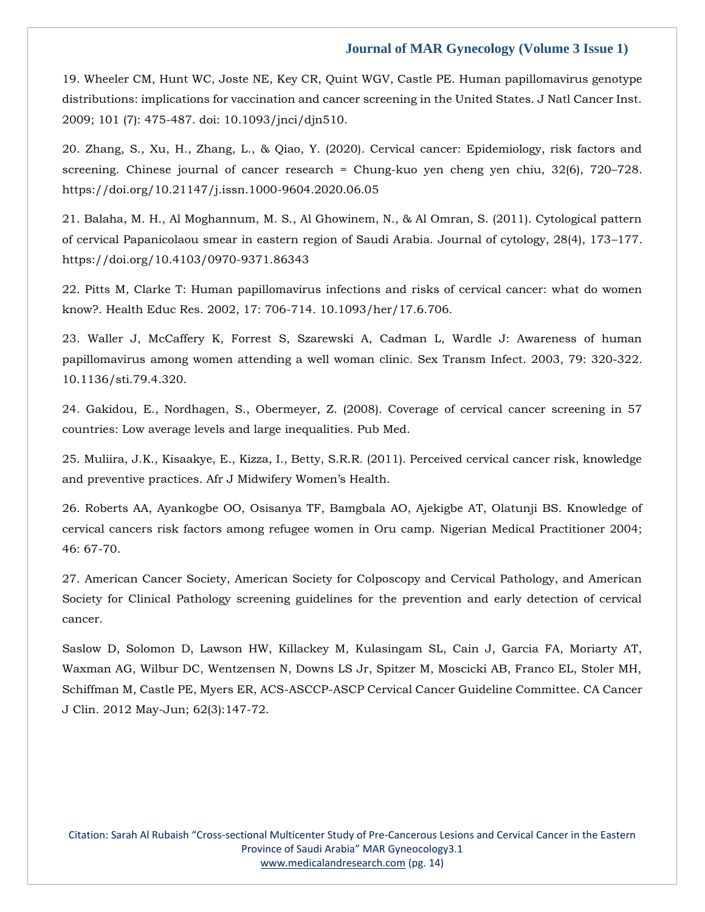19. Wheeler CM, Hunt WC, Joste NE, Key CR, Quint WGV, Castle PE. Human papillomavirus genotype distributions: implications for vaccination and cancer screening in the United States. J Natl Cancer Inst. 2009; 101 (7): 475-487. doi: 10.1093/jnci/djn510.

20. Zhang, S., Xu, H., Zhang, L., & Qiao, Y. (2020). Cervical cancer: Epidemiology, risk factors and screening. Chinese journal of cancer research = Chung-kuo yen cheng yen chiu, 32(6), 720–728. https://doi.org/10.21147/j.issn.1000-9604.2020.06.05

21. Balaha, M. H., Al Moghannum, M. S., Al Ghowinem, N., & Al Omran, S. (2011). Cytological pattern of cervical Papanicolaou smear in eastern region of Saudi Arabia. Journal of cytology, 28(4), 173–177. https://doi.org/10.4103/0970-9371.86343

22. Pitts M, Clarke T: Human papillomavirus infections and risks of cervical cancer: what do women know?. Health Educ Res. 2002, 17: 706-714. 10.1093/her/17.6.706.

23. Waller J, McCaffery K, Forrest S, Szarewski A, Cadman L, Wardle J: Awareness of human papillomavirus among women attending a well woman clinic. Sex Transm Infect. 2003, 79: 320-322. 10.1136/sti.79.4.320.

24. Gakidou, E., Nordhagen, S., Obermeyer, Z. (2008). Coverage of cervical cancer screening in 57 countries: Low average levels and large inequalities. Pub Med.

25. Muliira, J.K., Kisaakye, E., Kizza, I., Betty, S.R.R. (2011). Perceived cervical cancer risk, knowledge and preventive practices. Afr J Midwifery Women's Health.

26. Roberts AA, Ayankogbe OO, Osisanya TF, Bamgbala AO, Ajekigbe AT, Olatunji BS. Knowledge of cervical cancers risk factors among refugee women in Oru camp. Nigerian Medical Practitioner 2004; 46: 67-70.

27. American Cancer Society, American Society for Colposcopy and Cervical Pathology, and American Society for Clinical Pathology screening guidelines for the prevention and early detection of cervical cancer.

Saslow D, Solomon D, Lawson HW, Killackey M, Kulasingam SL, Cain J, Garcia FA, Moriarty AT, Waxman AG, Wilbur DC, Wentzensen N, Downs LS Jr, Spitzer M, Moscicki AB, Franco EL, Stoler MH, Schiffman M, Castle PE, Myers ER, ACS-ASCCP-ASCP Cervical Cancer Guideline Committee. CA Cancer J Clin. 2012 May-Jun; 62(3):147-72.